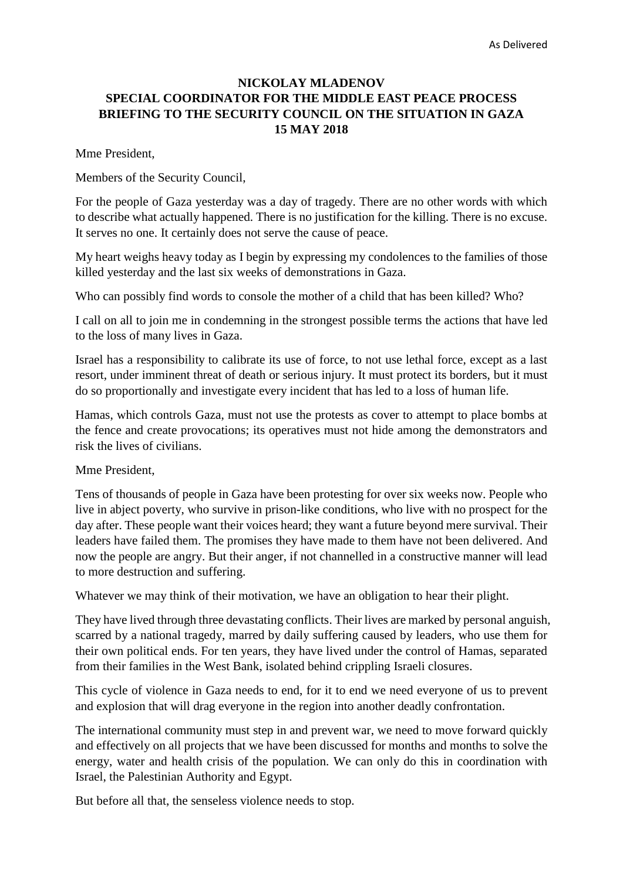As Delivered

**NICKOLAY MLADENOV**
**SPECIAL COORDINATOR FOR THE MIDDLE EAST PEACE PROCESS**
**BRIEFING TO THE SECURITY COUNCIL ON THE SITUATION IN GAZA**
**15 MAY 2018**

Mme President,

Members of the Security Council,

For the people of Gaza yesterday was a day of tragedy. There are no other words with which to describe what actually happened. There is no justification for the killing. There is no excuse. It serves no one. It certainly does not serve the cause of peace.

My heart weighs heavy today as I begin by expressing my condolences to the families of those killed yesterday and the last six weeks of demonstrations in Gaza.

Who can possibly find words to console the mother of a child that has been killed? Who?

I call on all to join me in condemning in the strongest possible terms the actions that have led to the loss of many lives in Gaza.

Israel has a responsibility to calibrate its use of force, to not use lethal force, except as a last resort, under imminent threat of death or serious injury. It must protect its borders, but it must do so proportionally and investigate every incident that has led to a loss of human life.

Hamas, which controls Gaza, must not use the protests as cover to attempt to place bombs at the fence and create provocations; its operatives must not hide among the demonstrators and risk the lives of civilians.

Mme President,

Tens of thousands of people in Gaza have been protesting for over six weeks now. People who live in abject poverty, who survive in prison-like conditions, who live with no prospect for the day after. These people want their voices heard; they want a future beyond mere survival. Their leaders have failed them. The promises they have made to them have not been delivered. And now the people are angry. But their anger, if not channelled in a constructive manner will lead to more destruction and suffering.

Whatever we may think of their motivation, we have an obligation to hear their plight.

They have lived through three devastating conflicts. Their lives are marked by personal anguish, scarred by a national tragedy, marred by daily suffering caused by leaders, who use them for their own political ends. For ten years, they have lived under the control of Hamas, separated from their families in the West Bank, isolated behind crippling Israeli closures.

This cycle of violence in Gaza needs to end, for it to end we need everyone of us to prevent and explosion that will drag everyone in the region into another deadly confrontation.

The international community must step in and prevent war, we need to move forward quickly and effectively on all projects that we have been discussed for months and months to solve the energy, water and health crisis of the population. We can only do this in coordination with Israel, the Palestinian Authority and Egypt.

But before all that, the senseless violence needs to stop.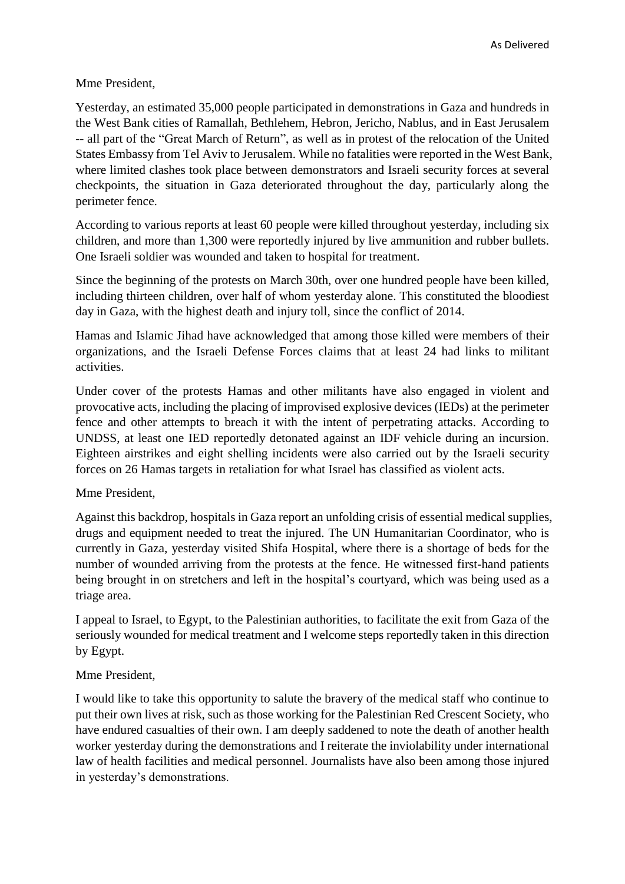As Delivered

Mme President,

Yesterday, an estimated 35,000 people participated in demonstrations in Gaza and hundreds in the West Bank cities of Ramallah, Bethlehem, Hebron, Jericho, Nablus, and in East Jerusalem -- all part of the "Great March of Return", as well as in protest of the relocation of the United States Embassy from Tel Aviv to Jerusalem. While no fatalities were reported in the West Bank, where limited clashes took place between demonstrators and Israeli security forces at several checkpoints, the situation in Gaza deteriorated throughout the day, particularly along the perimeter fence.

According to various reports at least 60 people were killed throughout yesterday, including six children, and more than 1,300 were reportedly injured by live ammunition and rubber bullets. One Israeli soldier was wounded and taken to hospital for treatment.

Since the beginning of the protests on March 30th, over one hundred people have been killed, including thirteen children, over half of whom yesterday alone. This constituted the bloodiest day in Gaza, with the highest death and injury toll, since the conflict of 2014.

Hamas and Islamic Jihad have acknowledged that among those killed were members of their organizations, and the Israeli Defense Forces claims that at least 24 had links to militant activities.

Under cover of the protests Hamas and other militants have also engaged in violent and provocative acts, including the placing of improvised explosive devices (IEDs) at the perimeter fence and other attempts to breach it with the intent of perpetrating attacks. According to UNDSS, at least one IED reportedly detonated against an IDF vehicle during an incursion. Eighteen airstrikes and eight shelling incidents were also carried out by the Israeli security forces on 26 Hamas targets in retaliation for what Israel has classified as violent acts.

Mme President,

Against this backdrop, hospitals in Gaza report an unfolding crisis of essential medical supplies, drugs and equipment needed to treat the injured. The UN Humanitarian Coordinator, who is currently in Gaza, yesterday visited Shifa Hospital, where there is a shortage of beds for the number of wounded arriving from the protests at the fence. He witnessed first-hand patients being brought in on stretchers and left in the hospital's courtyard, which was being used as a triage area.

I appeal to Israel, to Egypt, to the Palestinian authorities, to facilitate the exit from Gaza of the seriously wounded for medical treatment and I welcome steps reportedly taken in this direction by Egypt.

Mme President,

I would like to take this opportunity to salute the bravery of the medical staff who continue to put their own lives at risk, such as those working for the Palestinian Red Crescent Society, who have endured casualties of their own. I am deeply saddened to note the death of another health worker yesterday during the demonstrations and I reiterate the inviolability under international law of health facilities and medical personnel. Journalists have also been among those injured in yesterday's demonstrations.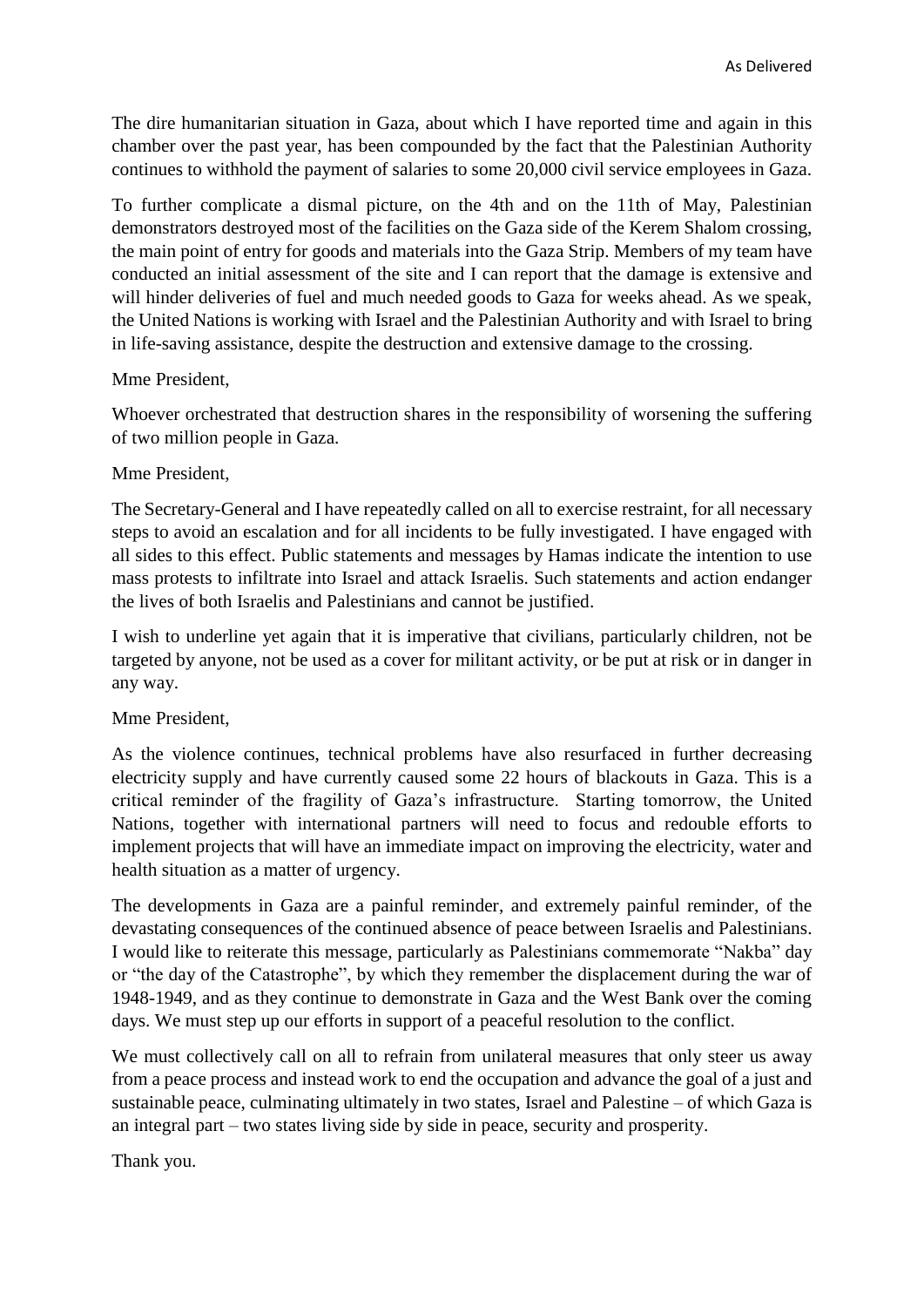The dire humanitarian situation in Gaza, about which I have reported time and again in this chamber over the past year, has been compounded by the fact that the Palestinian Authority continues to withhold the payment of salaries to some 20,000 civil service employees in Gaza.

To further complicate a dismal picture, on the 4th and on the 11th of May, Palestinian demonstrators destroyed most of the facilities on the Gaza side of the Kerem Shalom crossing, the main point of entry for goods and materials into the Gaza Strip. Members of my team have conducted an initial assessment of the site and I can report that the damage is extensive and will hinder deliveries of fuel and much needed goods to Gaza for weeks ahead. As we speak, the United Nations is working with Israel and the Palestinian Authority and with Israel to bring in life-saving assistance, despite the destruction and extensive damage to the crossing.

Mme President,

Whoever orchestrated that destruction shares in the responsibility of worsening the suffering of two million people in Gaza.

Mme President,

The Secretary-General and I have repeatedly called on all to exercise restraint, for all necessary steps to avoid an escalation and for all incidents to be fully investigated. I have engaged with all sides to this effect. Public statements and messages by Hamas indicate the intention to use mass protests to infiltrate into Israel and attack Israelis. Such statements and action endanger the lives of both Israelis and Palestinians and cannot be justified.

I wish to underline yet again that it is imperative that civilians, particularly children, not be targeted by anyone, not be used as a cover for militant activity, or be put at risk or in danger in any way.

Mme President,

As the violence continues, technical problems have also resurfaced in further decreasing electricity supply and have currently caused some 22 hours of blackouts in Gaza. This is a critical reminder of the fragility of Gaza's infrastructure. Starting tomorrow, the United Nations, together with international partners will need to focus and redouble efforts to implement projects that will have an immediate impact on improving the electricity, water and health situation as a matter of urgency.

The developments in Gaza are a painful reminder, and extremely painful reminder, of the devastating consequences of the continued absence of peace between Israelis and Palestinians. I would like to reiterate this message, particularly as Palestinians commemorate "Nakba" day or "the day of the Catastrophe", by which they remember the displacement during the war of 1948-1949, and as they continue to demonstrate in Gaza and the West Bank over the coming days. We must step up our efforts in support of a peaceful resolution to the conflict.

We must collectively call on all to refrain from unilateral measures that only steer us away from a peace process and instead work to end the occupation and advance the goal of a just and sustainable peace, culminating ultimately in two states, Israel and Palestine – of which Gaza is an integral part – two states living side by side in peace, security and prosperity.

Thank you.